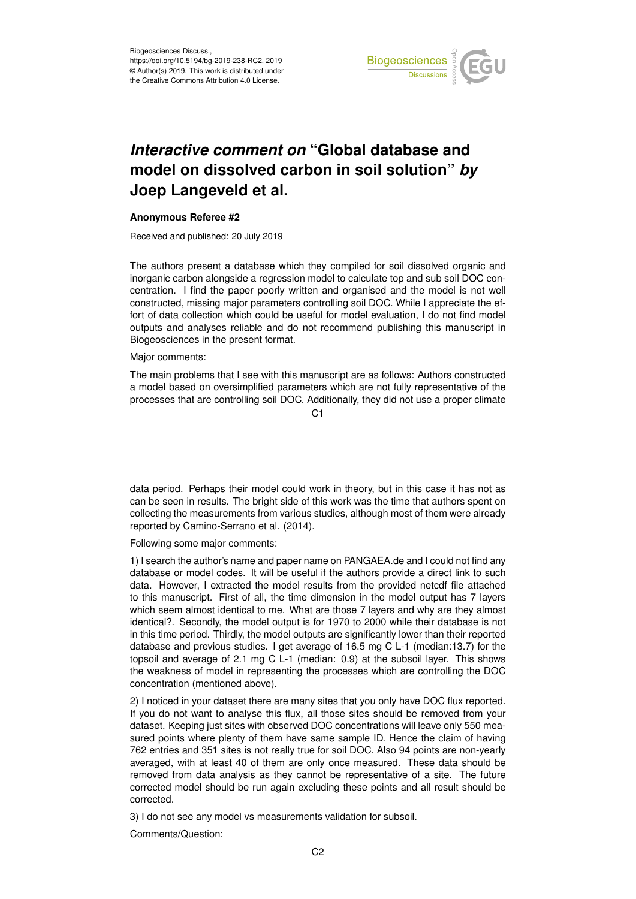Biogeosciences Discuss.,
https://doi.org/10.5194/bg-2019-238-RC2, 2019
© Author(s) 2019. This work is distributed under
the Creative Commons Attribution 4.0 License.

# *Interactive comment on* "Global database and model on dissolved carbon in soil solution" *by* Joep Langeveld et al.

**Anonymous Referee #2**

Received and published: 20 July 2019

The authors present a database which they compiled for soil dissolved organic and inorganic carbon alongside a regression model to calculate top and sub soil DOC concentration. I find the paper poorly written and organised and the model is not well constructed, missing major parameters controlling soil DOC. While I appreciate the effort of data collection which could be useful for model evaluation, I do not find model outputs and analyses reliable and do not recommend publishing this manuscript in Biogeosciences in the present format.

Major comments:

The main problems that I see with this manuscript are as follows: Authors constructed a model based on oversimplified parameters which are not fully representative of the processes that are controlling soil DOC. Additionally, they did not use a proper climate data period. Perhaps their model could work in theory, but in this case it has not as can be seen in results. The bright side of this work was the time that authors spent on collecting the measurements from various studies, although most of them were already reported by Camino-Serrano et al. (2014).

Following some major comments:

1) I search the author's name and paper name on PANGAEA.de and I could not find any database or model codes. It will be useful if the authors provide a direct link to such data. However, I extracted the model results from the provided netcdf file attached to this manuscript. First of all, the time dimension in the model output has 7 layers which seem almost identical to me. What are those 7 layers and why are they almost identical?. Secondly, the model output is for 1970 to 2000 while their database is not in this time period. Thirdly, the model outputs are significantly lower than their reported database and previous studies. I get average of 16.5 mg C L-1 (median:13.7) for the topsoil and average of 2.1 mg C L-1 (median: 0.9) at the subsoil layer. This shows the weakness of model in representing the processes which are controlling the DOC concentration (mentioned above).

2) I noticed in your dataset there are many sites that you only have DOC flux reported. If you do not want to analyse this flux, all those sites should be removed from your dataset. Keeping just sites with observed DOC concentrations will leave only 550 measured points where plenty of them have same sample ID. Hence the claim of having 762 entries and 351 sites is not really true for soil DOC. Also 94 points are non-yearly averaged, with at least 40 of them are only once measured. These data should be removed from data analysis as they cannot be representative of a site. The future corrected model should be run again excluding these points and all result should be corrected.

3) I do not see any model vs measurements validation for subsoil.

Comments/Question: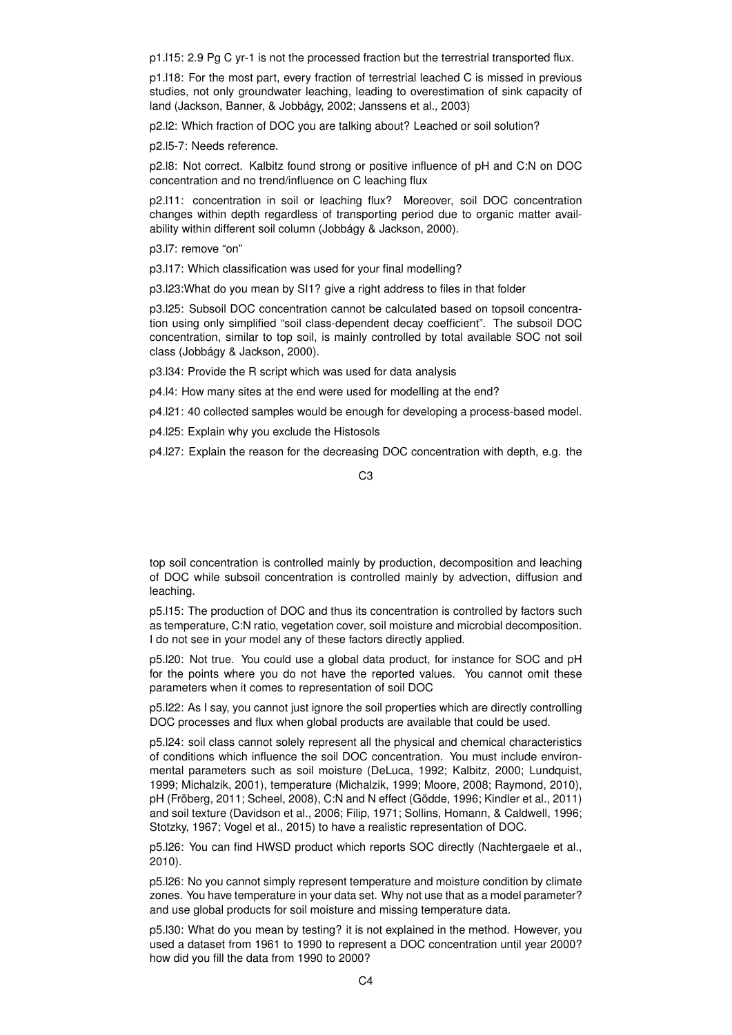p1.l15: 2.9 Pg C yr-1 is not the processed fraction but the terrestrial transported flux.

p1.l18: For the most part, every fraction of terrestrial leached C is missed in previous studies, not only groundwater leaching, leading to overestimation of sink capacity of land (Jackson, Banner, & Jobbágy, 2002; Janssens et al., 2003)

p2.l2: Which fraction of DOC you are talking about? Leached or soil solution?

p2.l5-7: Needs reference.

p2.l8: Not correct. Kalbitz found strong or positive influence of pH and C:N on DOC concentration and no trend/influence on C leaching flux

p2.l11: concentration in soil or leaching flux? Moreover, soil DOC concentration changes within depth regardless of transporting period due to organic matter availability within different soil column (Jobbágy & Jackson, 2000).

p3.l7: remove "on"

p3.l17: Which classification was used for your final modelling?

p3.l23:What do you mean by SI1? give a right address to files in that folder

p3.l25: Subsoil DOC concentration cannot be calculated based on topsoil concentration using only simplified "soil class-dependent decay coefficient". The subsoil DOC concentration, similar to top soil, is mainly controlled by total available SOC not soil class (Jobbágy & Jackson, 2000).

p3.l34: Provide the R script which was used for data analysis

p4.l4: How many sites at the end were used for modelling at the end?

p4.l21: 40 collected samples would be enough for developing a process-based model.

p4.l25: Explain why you exclude the Histosols

p4.l27: Explain the reason for the decreasing DOC concentration with depth, e.g. the top soil concentration is controlled mainly by production, decomposition and leaching of DOC while subsoil concentration is controlled mainly by advection, diffusion and leaching.

p5.l15: The production of DOC and thus its concentration is controlled by factors such as temperature, C:N ratio, vegetation cover, soil moisture and microbial decomposition. I do not see in your model any of these factors directly applied.

p5.l20: Not true. You could use a global data product, for instance for SOC and pH for the points where you do not have the reported values. You cannot omit these parameters when it comes to representation of soil DOC

p5.l22: As I say, you cannot just ignore the soil properties which are directly controlling DOC processes and flux when global products are available that could be used.

p5.l24: soil class cannot solely represent all the physical and chemical characteristics of conditions which influence the soil DOC concentration. You must include environmental parameters such as soil moisture (DeLuca, 1992; Kalbitz, 2000; Lundquist, 1999; Michalzik, 2001), temperature (Michalzik, 1999; Moore, 2008; Raymond, 2010), pH (Fröberg, 2011; Scheel, 2008), C:N and N effect (Gödde, 1996; Kindler et al., 2011) and soil texture (Davidson et al., 2006; Filip, 1971; Sollins, Homann, & Caldwell, 1996; Stotzky, 1967; Vogel et al., 2015) to have a realistic representation of DOC.

p5.l26: You can find HWSD product which reports SOC directly (Nachtergaele et al., 2010).

p5.l26: No you cannot simply represent temperature and moisture condition by climate zones. You have temperature in your data set. Why not use that as a model parameter? and use global products for soil moisture and missing temperature data.

p5.l30: What do you mean by testing? it is not explained in the method. However, you used a dataset from 1961 to 1990 to represent a DOC concentration until year 2000? how did you fill the data from 1990 to 2000?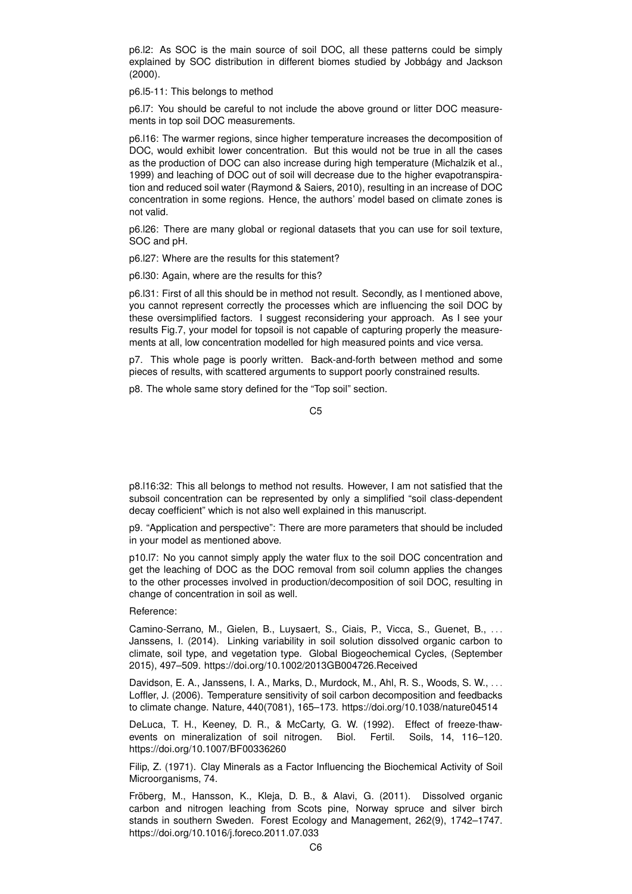p6.l2: As SOC is the main source of soil DOC, all these patterns could be simply explained by SOC distribution in different biomes studied by Jobbágy and Jackson (2000).

p6.l5-11: This belongs to method

p6.l7: You should be careful to not include the above ground or litter DOC measurements in top soil DOC measurements.

p6.l16: The warmer regions, since higher temperature increases the decomposition of DOC, would exhibit lower concentration. But this would not be true in all the cases as the production of DOC can also increase during high temperature (Michalzik et al., 1999) and leaching of DOC out of soil will decrease due to the higher evapotranspiration and reduced soil water (Raymond & Saiers, 2010), resulting in an increase of DOC concentration in some regions. Hence, the authors' model based on climate zones is not valid.

p6.l26: There are many global or regional datasets that you can use for soil texture, SOC and pH.

p6.l27: Where are the results for this statement?

p6.l30: Again, where are the results for this?

p6.l31: First of all this should be in method not result. Secondly, as I mentioned above, you cannot represent correctly the processes which are influencing the soil DOC by these oversimplified factors. I suggest reconsidering your approach. As I see your results Fig.7, your model for topsoil is not capable of capturing properly the measurements at all, low concentration modelled for high measured points and vice versa.

p7. This whole page is poorly written. Back-and-forth between method and some pieces of results, with scattered arguments to support poorly constrained results.

p8. The whole same story defined for the "Top soil" section.

p8.l16:32: This all belongs to method not results. However, I am not satisfied that the subsoil concentration can be represented by only a simplified "soil class-dependent decay coefficient" which is not also well explained in this manuscript.

p9. "Application and perspective": There are more parameters that should be included in your model as mentioned above.

p10.l7: No you cannot simply apply the water flux to the soil DOC concentration and get the leaching of DOC as the DOC removal from soil column applies the changes to the other processes involved in production/decomposition of soil DOC, resulting in change of concentration in soil as well.

Reference:

Camino-Serrano, M., Gielen, B., Luysaert, S., Ciais, P., Vicca, S., Guenet, B., ... Janssens, I. (2014). Linking variability in soil solution dissolved organic carbon to climate, soil type, and vegetation type. Global Biogeochemical Cycles, (September 2015), 497–509. https://doi.org/10.1002/2013GB004726.Received

Davidson, E. A., Janssens, I. A., Marks, D., Murdock, M., Ahl, R. S., Woods, S. W., ... Loffler, J. (2006). Temperature sensitivity of soil carbon decomposition and feedbacks to climate change. Nature, 440(7081), 165–173. https://doi.org/10.1038/nature04514

DeLuca, T. H., Keeney, D. R., & McCarty, G. W. (1992). Effect of freeze-thaw-events on mineralization of soil nitrogen. Biol. Fertil. Soils, 14, 116–120. https://doi.org/10.1007/BF00336260

Filip, Z. (1971). Clay Minerals as a Factor Influencing the Biochemical Activity of Soil Microorganisms, 74.

Fröberg, M., Hansson, K., Kleja, D. B., & Alavi, G. (2011). Dissolved organic carbon and nitrogen leaching from Scots pine, Norway spruce and silver birch stands in southern Sweden. Forest Ecology and Management, 262(9), 1742–1747. https://doi.org/10.1016/j.foreco.2011.07.033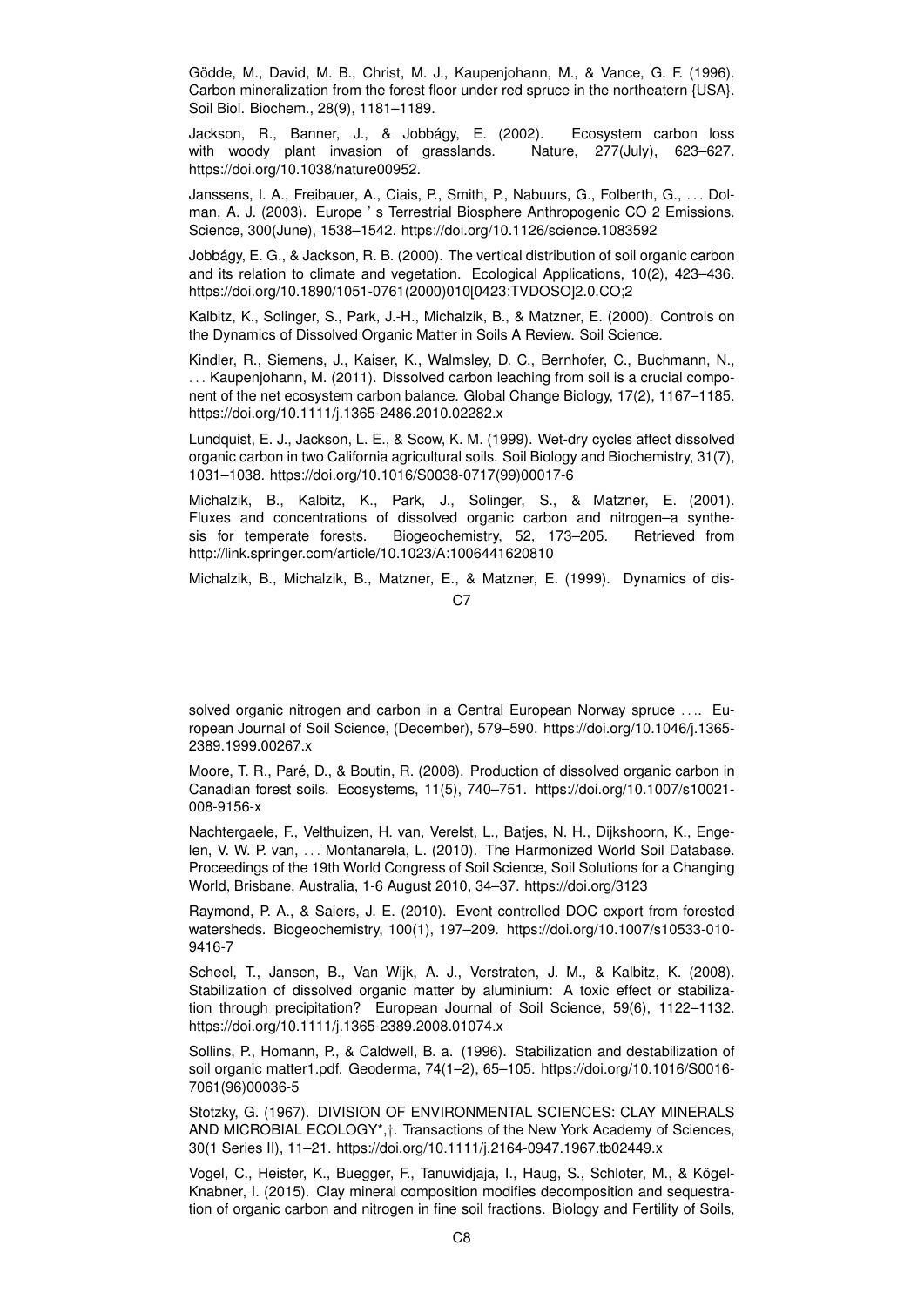Gödde, M., David, M. B., Christ, M. J., Kaupenjohann, M., & Vance, G. F. (1996). Carbon mineralization from the forest floor under red spruce in the northeatern {USA}. Soil Biol. Biochem., 28(9), 1181–1189.

Jackson, R., Banner, J., & Jobbágy, E. (2002). Ecosystem carbon loss with woody plant invasion of grasslands. Nature, 277(July), 623–627. https://doi.org/10.1038/nature00952.

Janssens, I. A., Freibauer, A., Ciais, P., Smith, P., Nabuurs, G., Folberth, G., . . . Dolman, A. J. (2003). Europe ' s Terrestrial Biosphere Anthropogenic CO 2 Emissions. Science, 300(June), 1538–1542. https://doi.org/10.1126/science.1083592

Jobbágy, E. G., & Jackson, R. B. (2000). The vertical distribution of soil organic carbon and its relation to climate and vegetation. Ecological Applications, 10(2), 423–436. https://doi.org/10.1890/1051-0761(2000)010[0423:TVDOSO]2.0.CO;2

Kalbitz, K., Solinger, S., Park, J.-H., Michalzik, B., & Matzner, E. (2000). Controls on the Dynamics of Dissolved Organic Matter in Soils A Review. Soil Science.

Kindler, R., Siemens, J., Kaiser, K., Walmsley, D. C., Bernhofer, C., Buchmann, N., . . . Kaupenjohann, M. (2011). Dissolved carbon leaching from soil is a crucial component of the net ecosystem carbon balance. Global Change Biology, 17(2), 1167–1185. https://doi.org/10.1111/j.1365-2486.2010.02282.x

Lundquist, E. J., Jackson, L. E., & Scow, K. M. (1999). Wet-dry cycles affect dissolved organic carbon in two California agricultural soils. Soil Biology and Biochemistry, 31(7), 1031–1038. https://doi.org/10.1016/S0038-0717(99)00017-6

Michalzik, B., Kalbitz, K., Park, J., Solinger, S., & Matzner, E. (2001). Fluxes and concentrations of dissolved organic carbon and nitrogen–a synthesis for temperate forests. Biogeochemistry, 52, 173–205. Retrieved from http://link.springer.com/article/10.1023/A:1006441620810

Michalzik, B., Michalzik, B., Matzner, E., & Matzner, E. (1999). Dynamics of dissolved organic nitrogen and carbon in a Central European Norway spruce . . .. European Journal of Soil Science, (December), 579–590. https://doi.org/10.1046/j.1365-2389.1999.00267.x

Moore, T. R., Paré, D., & Boutin, R. (2008). Production of dissolved organic carbon in Canadian forest soils. Ecosystems, 11(5), 740–751. https://doi.org/10.1007/s10021-008-9156-x

Nachtergaele, F., Velthuizen, H. van, Verelst, L., Batjes, N. H., Dijkshoorn, K., Engelen, V. W. P. van, . . . Montanarela, L. (2010). The Harmonized World Soil Database. Proceedings of the 19th World Congress of Soil Science, Soil Solutions for a Changing World, Brisbane, Australia, 1-6 August 2010, 34–37. https://doi.org/3123

Raymond, P. A., & Saiers, J. E. (2010). Event controlled DOC export from forested watersheds. Biogeochemistry, 100(1), 197–209. https://doi.org/10.1007/s10533-010-9416-7

Scheel, T., Jansen, B., Van Wijk, A. J., Verstraten, J. M., & Kalbitz, K. (2008). Stabilization of dissolved organic matter by aluminium: A toxic effect or stabilization through precipitation? European Journal of Soil Science, 59(6), 1122–1132. https://doi.org/10.1111/j.1365-2389.2008.01074.x

Sollins, P., Homann, P., & Caldwell, B. a. (1996). Stabilization and destabilization of soil organic matter1.pdf. Geoderma, 74(1–2), 65–105. https://doi.org/10.1016/S0016-7061(96)00036-5

Stotzky, G. (1967). DIVISION OF ENVIRONMENTAL SCIENCES: CLAY MINERALS AND MICROBIAL ECOLOGY*,†. Transactions of the New York Academy of Sciences, 30(1 Series II), 11–21. https://doi.org/10.1111/j.2164-0947.1967.tb02449.x

Vogel, C., Heister, K., Buegger, F., Tanuwidjaja, I., Haug, S., Schloter, M., & Kögel-Knabner, I. (2015). Clay mineral composition modifies decomposition and sequestration of organic carbon and nitrogen in fine soil fractions. Biology and Fertility of Soils,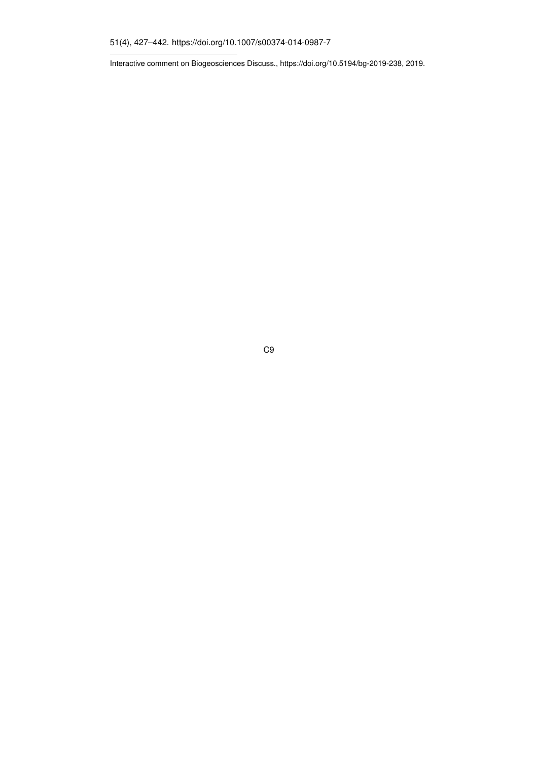51(4), 427–442. https://doi.org/10.1007/s00374-014-0987-7

---

Interactive comment on Biogeosciences Discuss., https://doi.org/10.5194/bg-2019-238, 2019.